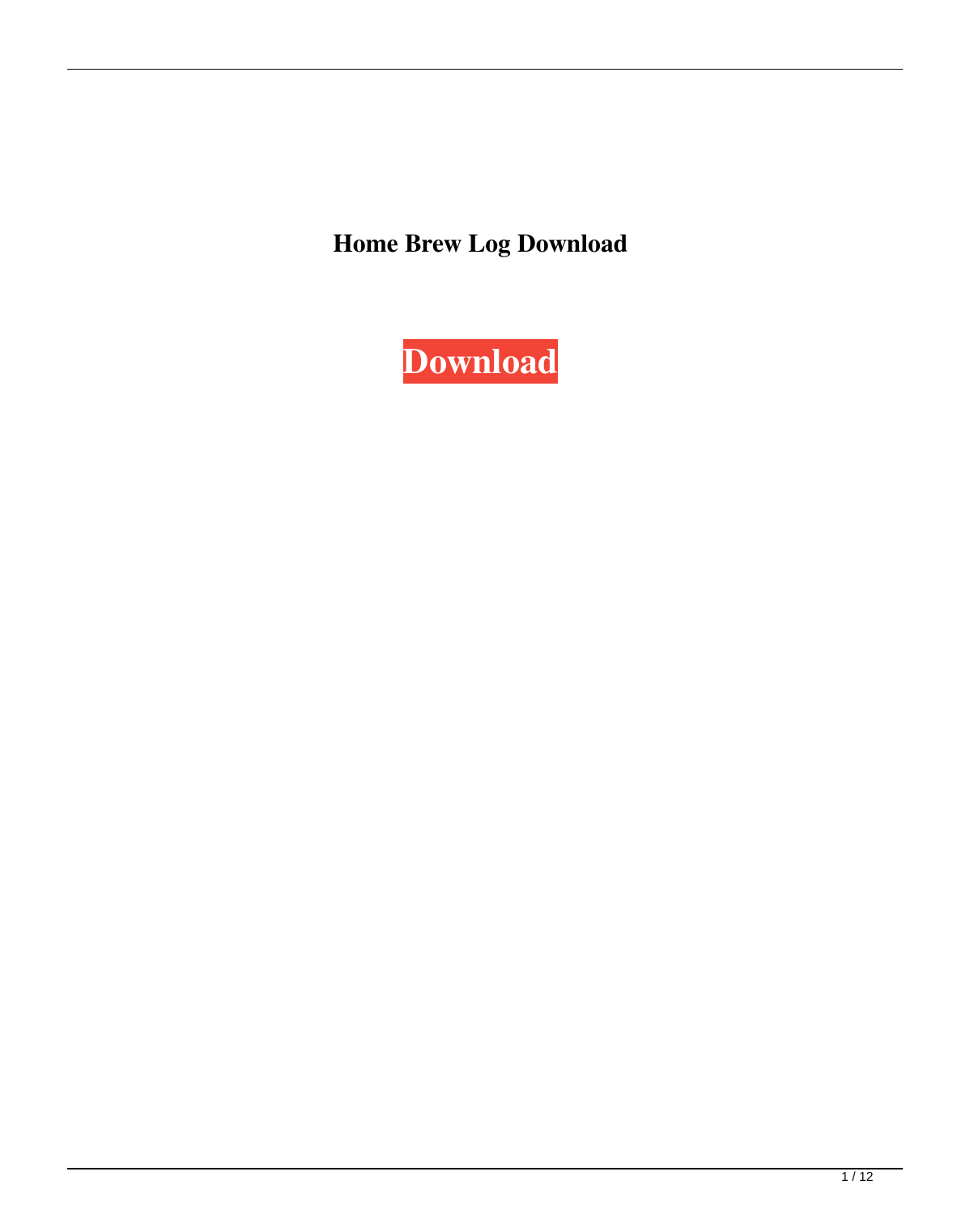**Home Brew Log Download**

**Download**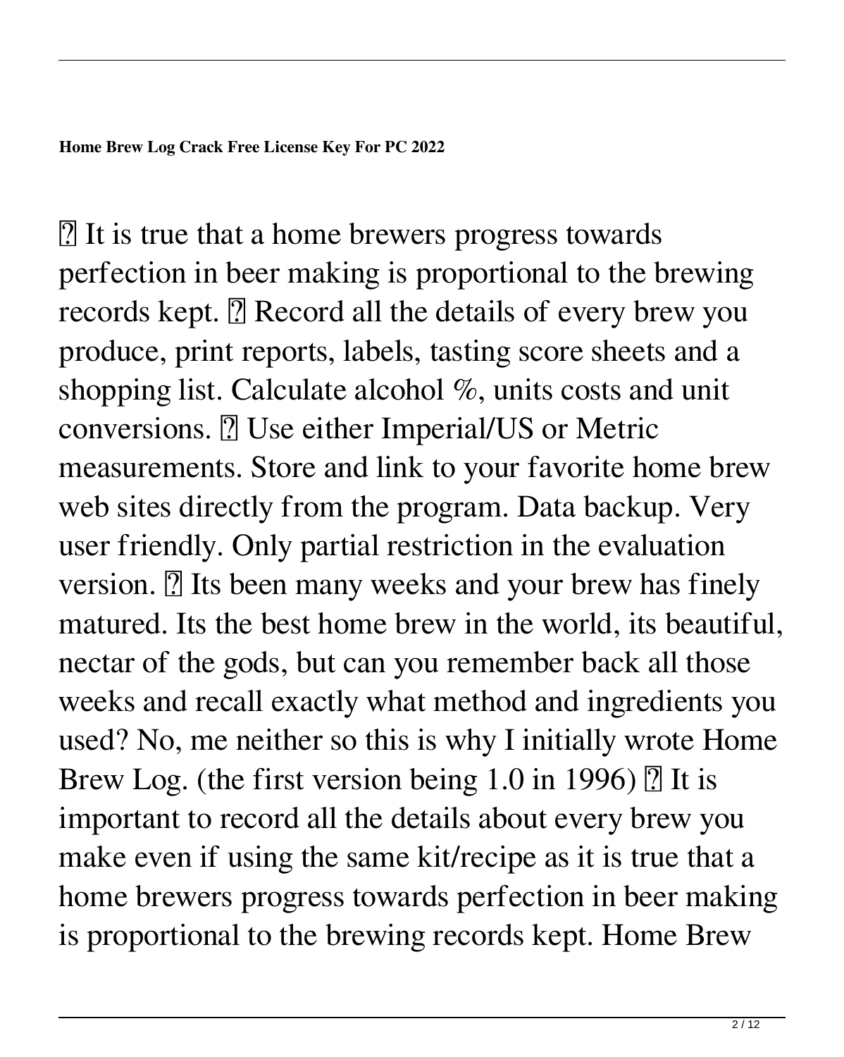**Home Brew Log Crack Free License Key For PC 2022**

 It is true that a home brewers progress towards perfection in beer making is proportional to the brewing records kept.  Record all the details of every brew you produce, print reports, labels, tasting score sheets and a shopping list. Calculate alcohol %, units costs and unit conversions.  Use either Imperial/US or Metric measurements. Store and link to your favorite home brew web sites directly from the program. Data backup. Very user friendly. Only partial restriction in the evaluation version.  Its been many weeks and your brew has finely matured. Its the best home brew in the world, its beautiful, nectar of the gods, but can you remember back all those weeks and recall exactly what method and ingredients you used? No, me neither so this is why I initially wrote Home Brew Log. (the first version being 1.0 in 1996)  It is important to record all the details about every brew you make even if using the same kit/recipe as it is true that a home brewers progress towards perfection in beer making is proportional to the brewing records kept. Home Brew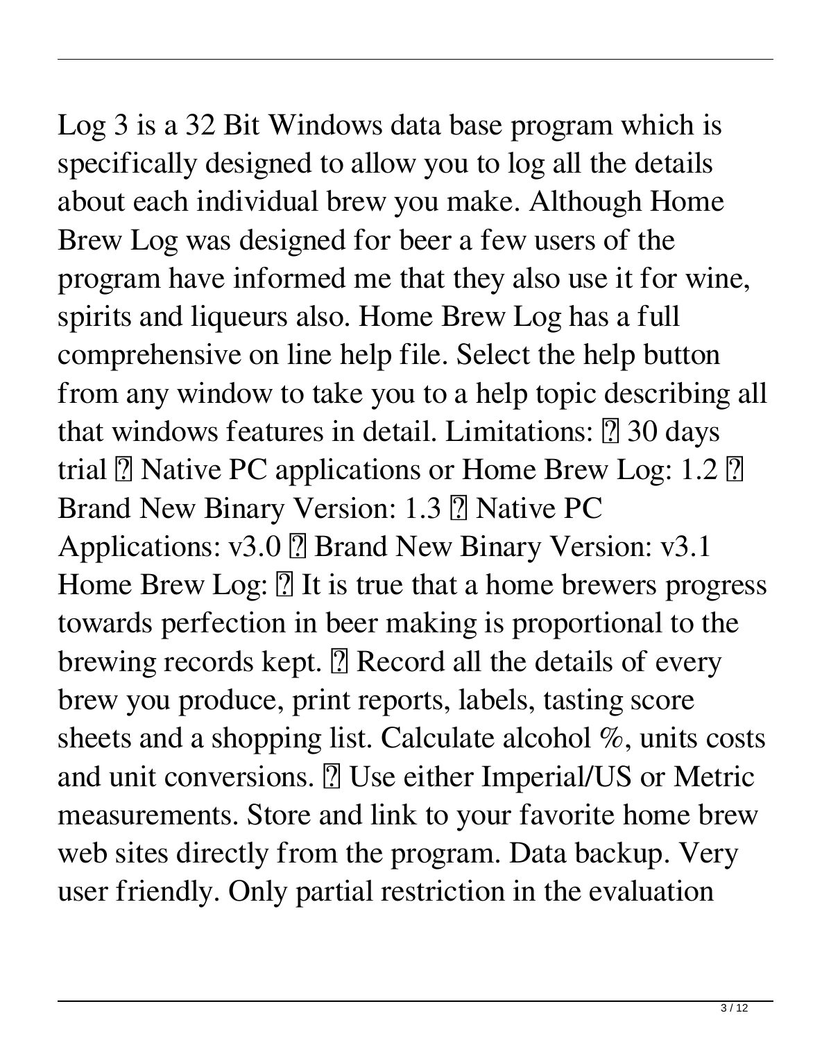Log 3 is a 32 Bit Windows data base program which is specifically designed to allow you to log all the details about each individual brew you make. Although Home Brew Log was designed for beer a few users of the program have informed me that they also use it for wine, spirits and liqueurs also. Home Brew Log has a full comprehensive on line help file. Select the help button from any window to take you to a help topic describing all that windows features in detail. Limitations: ◾ 30 days trial ◾ Native PC applications or Home Brew Log: 1.2 ◾ Brand New Binary Version: 1.3 ◾ Native PC Applications: v3.0 ◾ Brand New Binary Version: v3.1 Home Brew Log: ◾ It is true that a home brewers progress towards perfection in beer making is proportional to the brewing records kept. ◾ Record all the details of every brew you produce, print reports, labels, tasting score sheets and a shopping list. Calculate alcohol %, units costs and unit conversions. ◾ Use either Imperial/US or Metric measurements. Store and link to your favorite home brew web sites directly from the program. Data backup. Very user friendly. Only partial restriction in the evaluation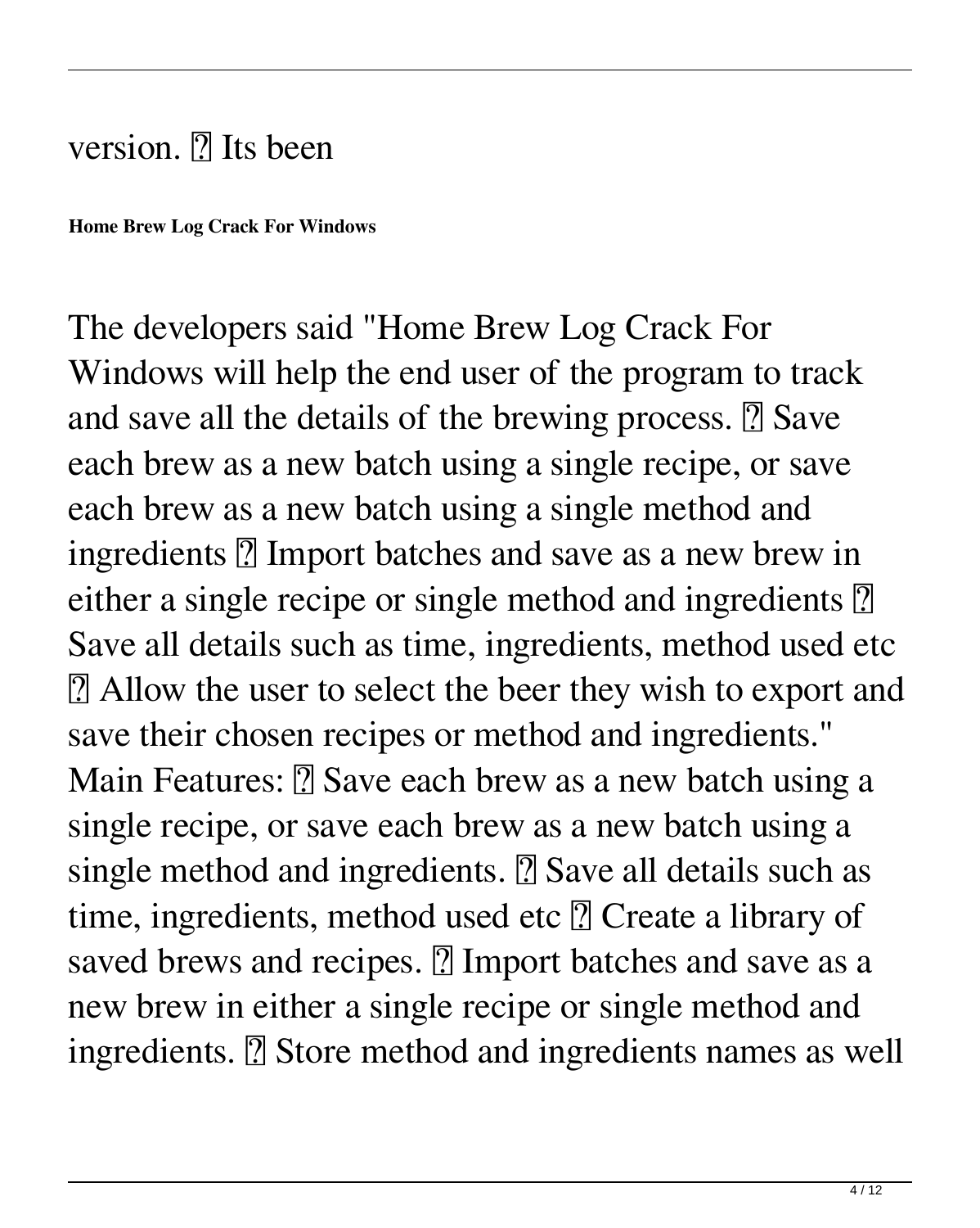version. ✓ Its been

**Home Brew Log Crack For Windows**

The developers said "Home Brew Log Crack For Windows will help the end user of the program to track and save all the details of the brewing process. ✓ Save each brew as a new batch using a single recipe, or save each brew as a new batch using a single method and ingredients ✓ Import batches and save as a new brew in either a single recipe or single method and ingredients ✓ Save all details such as time, ingredients, method used etc ✓ Allow the user to select the beer they wish to export and save their chosen recipes or method and ingredients." Main Features: ✓ Save each brew as a new batch using a single recipe, or save each brew as a new batch using a single method and ingredients. ✓ Save all details such as time, ingredients, method used etc ✓ Create a library of saved brews and recipes. ✓ Import batches and save as a new brew in either a single recipe or single method and ingredients. ✓ Store method and ingredients names as well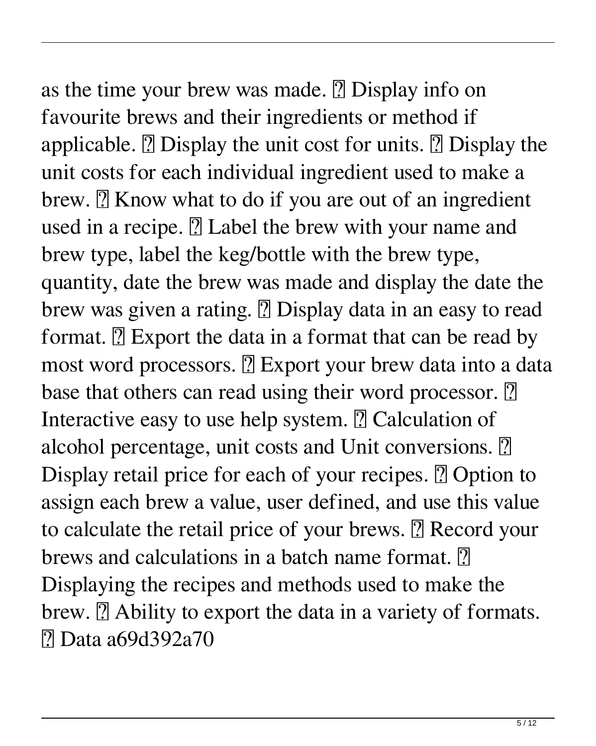as the time your brew was made. ⍰ Display info on favourite brews and their ingredients or method if applicable. ⍰ Display the unit cost for units. ⍰ Display the unit costs for each individual ingredient used to make a brew. ⍰ Know what to do if you are out of an ingredient used in a recipe. ⍰ Label the brew with your name and brew type, label the keg/bottle with the brew type, quantity, date the brew was made and display the date the brew was given a rating. ⍰ Display data in an easy to read format. ⍰ Export the data in a format that can be read by most word processors. ⍰ Export your brew data into a data base that others can read using their word processor. ⍰ Interactive easy to use help system. ⍰ Calculation of alcohol percentage, unit costs and Unit conversions. ⍰ Display retail price for each of your recipes. ⍰ Option to assign each brew a value, user defined, and use this value to calculate the retail price of your brews. ⍰ Record your brews and calculations in a batch name format. ⍰ Displaying the recipes and methods used to make the brew. ⍰ Ability to export the data in a variety of formats. ⍰ Data a69d392a70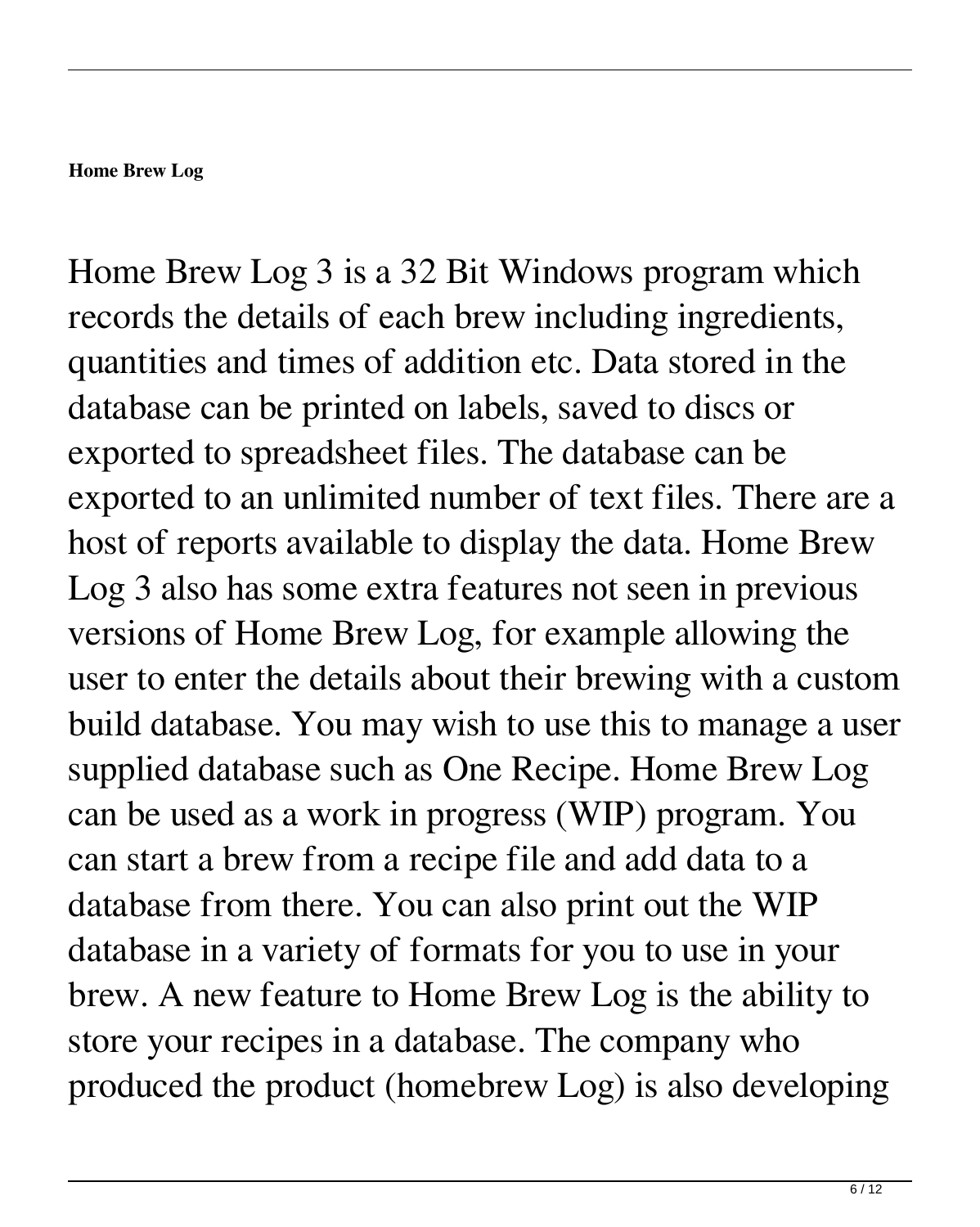**Home Brew Log**

Home Brew Log 3 is a 32 Bit Windows program which records the details of each brew including ingredients, quantities and times of addition etc. Data stored in the database can be printed on labels, saved to discs or exported to spreadsheet files. The database can be exported to an unlimited number of text files. There are a host of reports available to display the data. Home Brew Log 3 also has some extra features not seen in previous versions of Home Brew Log, for example allowing the user to enter the details about their brewing with a custom build database. You may wish to use this to manage a user supplied database such as One Recipe. Home Brew Log can be used as a work in progress (WIP) program. You can start a brew from a recipe file and add data to a database from there. You can also print out the WIP database in a variety of formats for you to use in your brew. A new feature to Home Brew Log is the ability to store your recipes in a database. The company who produced the product (homebrew Log) is also developing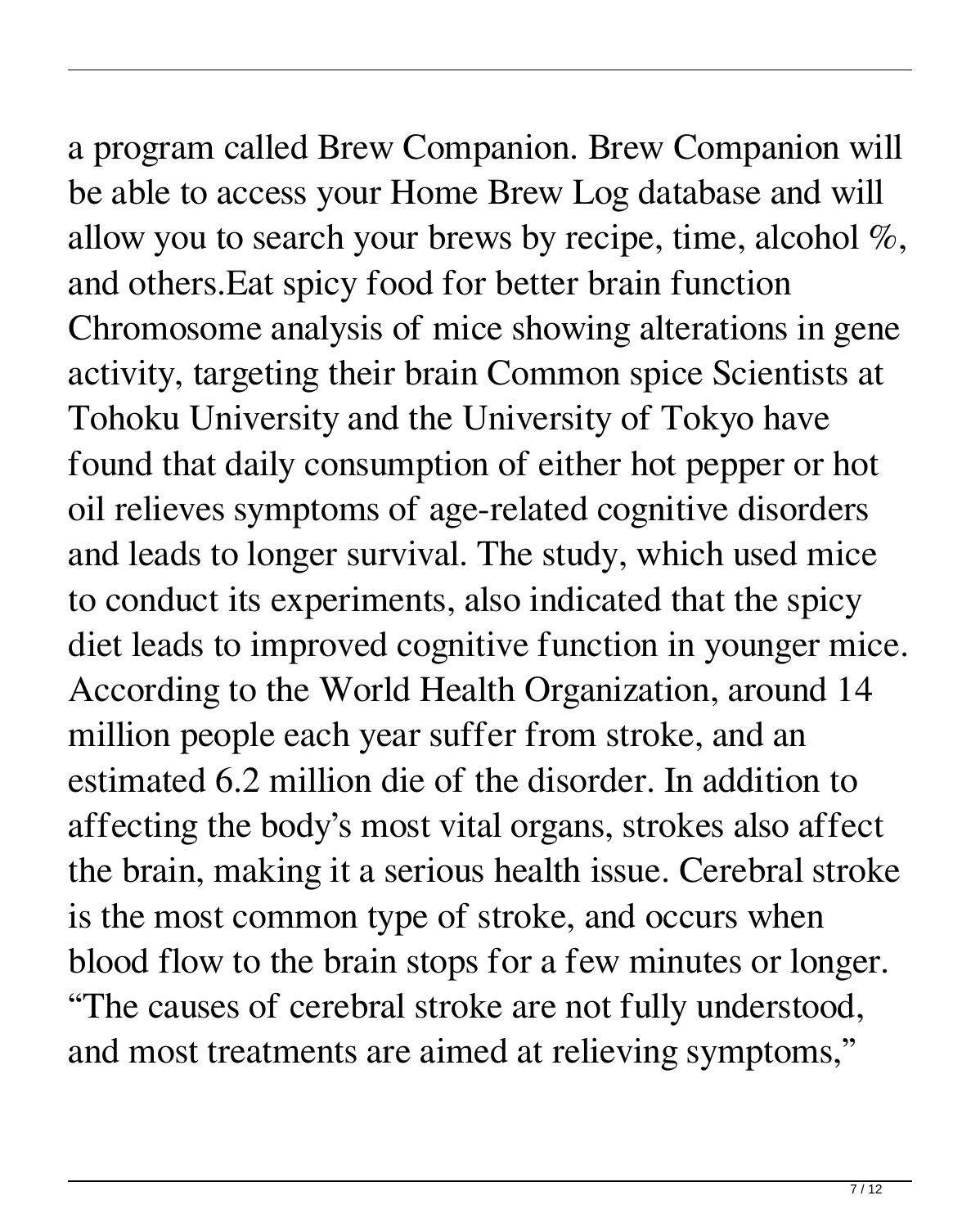a program called Brew Companion. Brew Companion will be able to access your Home Brew Log database and will allow you to search your brews by recipe, time, alcohol %, and others.Eat spicy food for better brain function Chromosome analysis of mice showing alterations in gene activity, targeting their brain Common spice Scientists at Tohoku University and the University of Tokyo have found that daily consumption of either hot pepper or hot oil relieves symptoms of age-related cognitive disorders and leads to longer survival. The study, which used mice to conduct its experiments, also indicated that the spicy diet leads to improved cognitive function in younger mice. According to the World Health Organization, around 14 million people each year suffer from stroke, and an estimated 6.2 million die of the disorder. In addition to affecting the body's most vital organs, strokes also affect the brain, making it a serious health issue. Cerebral stroke is the most common type of stroke, and occurs when blood flow to the brain stops for a few minutes or longer. "The causes of cerebral stroke are not fully understood, and most treatments are aimed at relieving symptoms,"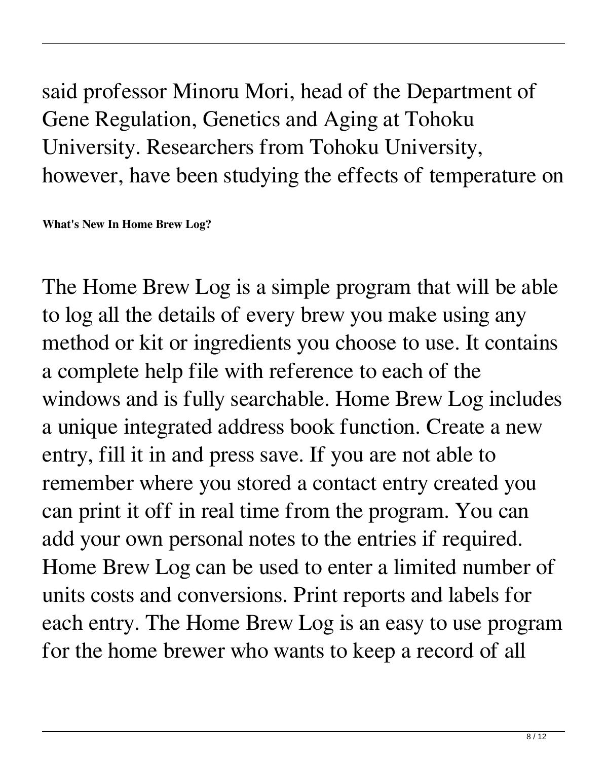said professor Minoru Mori, head of the Department of Gene Regulation, Genetics and Aging at Tohoku University. Researchers from Tohoku University, however, have been studying the effects of temperature on

**What's New In Home Brew Log?**

The Home Brew Log is a simple program that will be able to log all the details of every brew you make using any method or kit or ingredients you choose to use. It contains a complete help file with reference to each of the windows and is fully searchable. Home Brew Log includes a unique integrated address book function. Create a new entry, fill it in and press save. If you are not able to remember where you stored a contact entry created you can print it off in real time from the program. You can add your own personal notes to the entries if required. Home Brew Log can be used to enter a limited number of units costs and conversions. Print reports and labels for each entry. The Home Brew Log is an easy to use program for the home brewer who wants to keep a record of all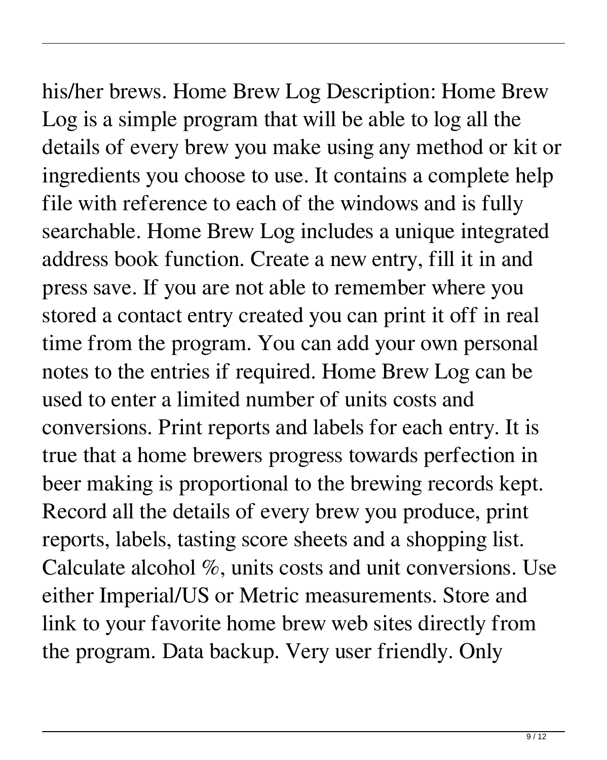his/her brews. Home Brew Log Description: Home Brew Log is a simple program that will be able to log all the details of every brew you make using any method or kit or ingredients you choose to use. It contains a complete help file with reference to each of the windows and is fully searchable. Home Brew Log includes a unique integrated address book function. Create a new entry, fill it in and press save. If you are not able to remember where you stored a contact entry created you can print it off in real time from the program. You can add your own personal notes to the entries if required. Home Brew Log can be used to enter a limited number of units costs and conversions. Print reports and labels for each entry. It is true that a home brewers progress towards perfection in beer making is proportional to the brewing records kept. Record all the details of every brew you produce, print reports, labels, tasting score sheets and a shopping list. Calculate alcohol %, units costs and unit conversions. Use either Imperial/US or Metric measurements. Store and link to your favorite home brew web sites directly from the program. Data backup. Very user friendly. Only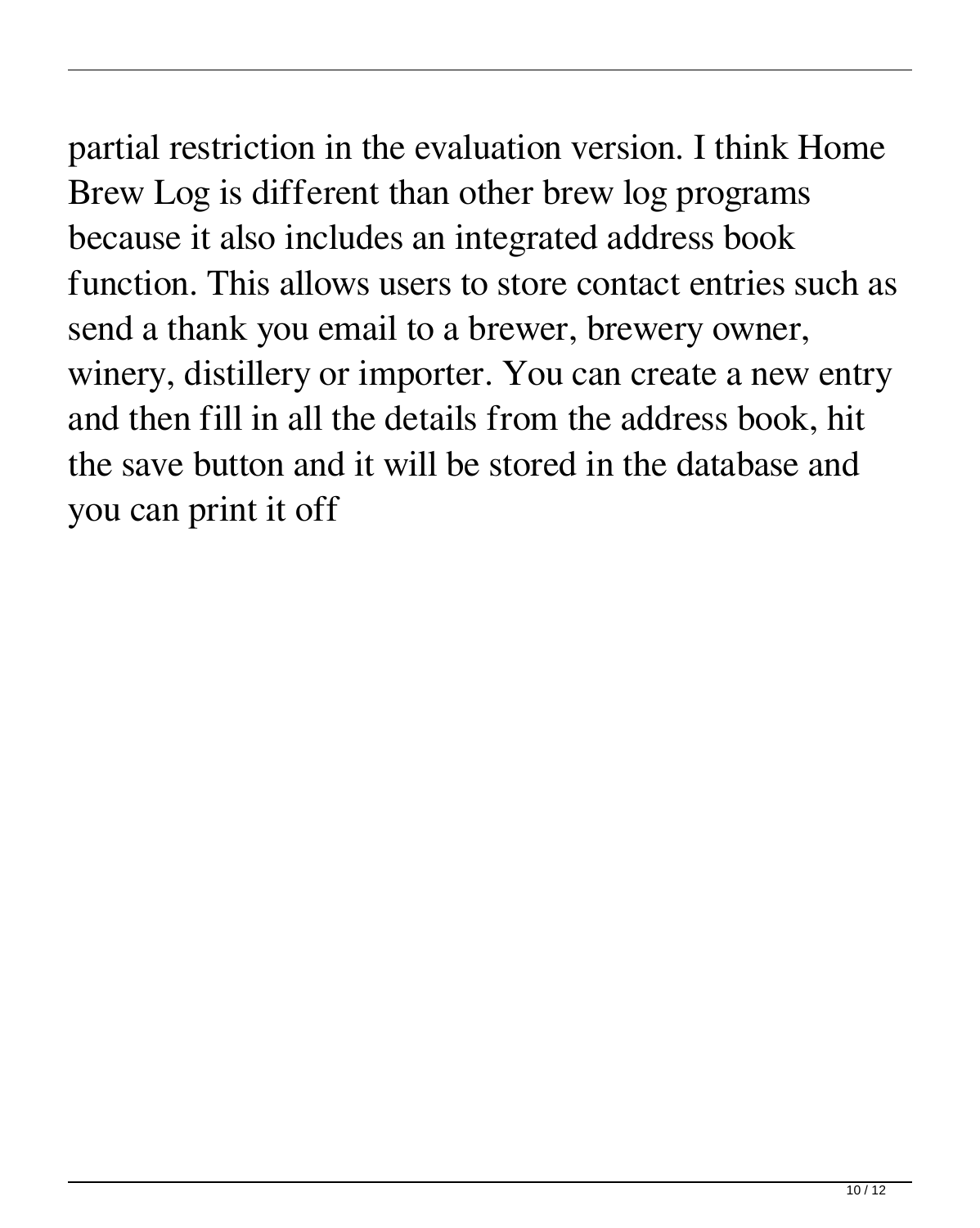partial restriction in the evaluation version. I think Home Brew Log is different than other brew log programs because it also includes an integrated address book function. This allows users to store contact entries such as send a thank you email to a brewer, brewery owner, winery, distillery or importer. You can create a new entry and then fill in all the details from the address book, hit the save button and it will be stored in the database and you can print it off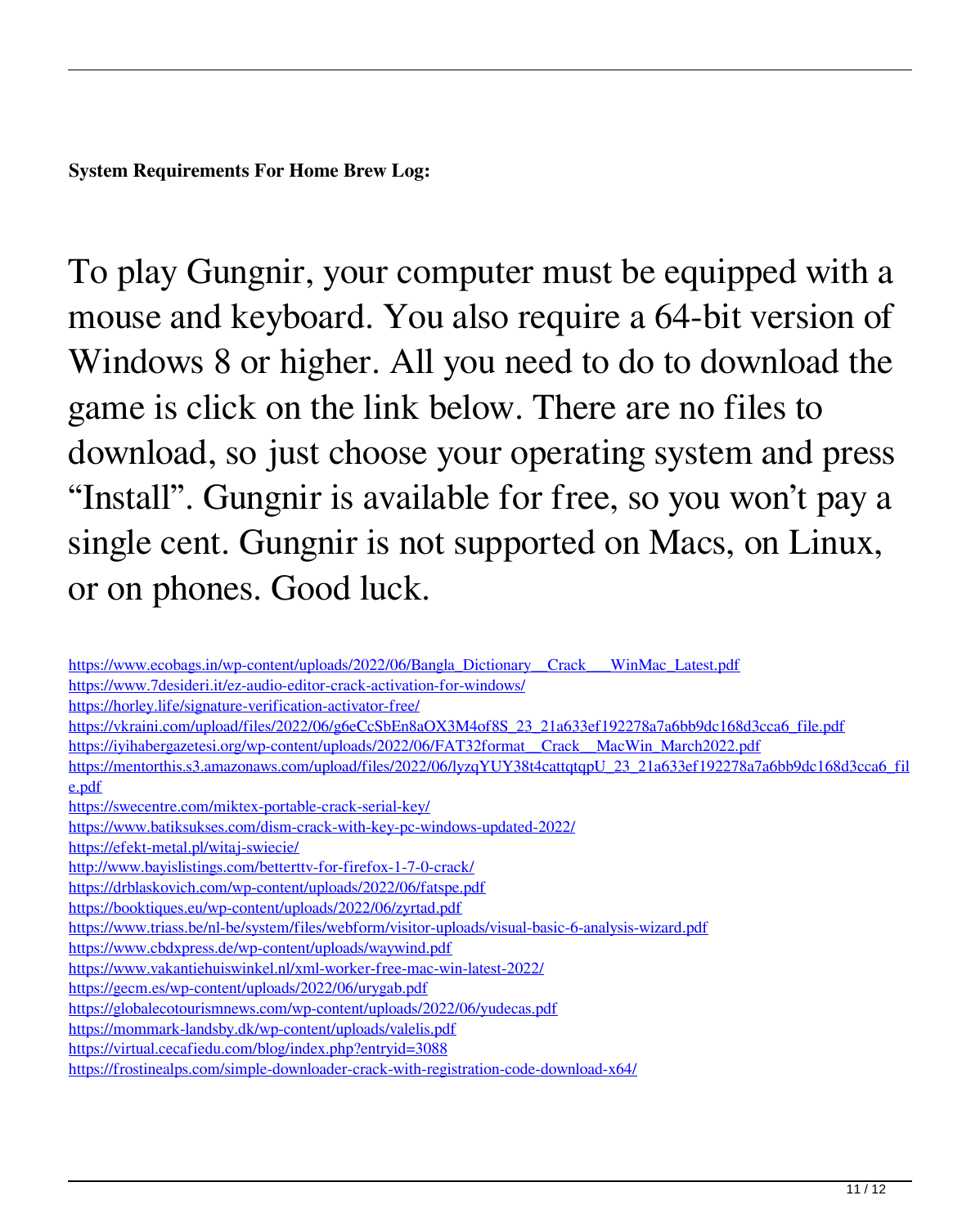**System Requirements For Home Brew Log:**

To play Gungnir, your computer must be equipped with a mouse and keyboard. You also require a 64-bit version of Windows 8 or higher. All you need to do to download the game is click on the link below. There are no files to download, so just choose your operating system and press "Install". Gungnir is available for free, so you won't pay a single cent. Gungnir is not supported on Macs, on Linux, or on phones. Good luck.

https://www.ecobags.in/wp-content/uploads/2022/06/Bangla_Dictionary__Crack___WinMac_Latest.pdf
https://www.7desideri.it/ez-audio-editor-crack-activation-for-windows/
https://horley.life/signature-verification-activator-free/
https://vkraini.com/upload/files/2022/06/g6eCcSbEn8aOX3M4of8S_23_21a633ef192278a7a6bb9dc168d3cca6_file.pdf
https://iyihabergazetesi.org/wp-content/uploads/2022/06/FAT32format__Crack__MacWin_March2022.pdf
https://mentorthis.s3.amazonaws.com/upload/files/2022/06/lyzqYUY38t4cattqtqpU_23_21a633ef192278a7a6bb9dc168d3cca6_file.pdf
https://swecentre.com/miktex-portable-crack-serial-key/
https://www.batiksukses.com/dism-crack-with-key-pc-windows-updated-2022/
https://efekt-metal.pl/witaj-swiecie/
http://www.bayislistings.com/betterttv-for-firefox-1-7-0-crack/
https://drblaskovich.com/wp-content/uploads/2022/06/fatspe.pdf
https://booktiques.eu/wp-content/uploads/2022/06/zyrtad.pdf
https://www.triass.be/nl-be/system/files/webform/visitor-uploads/visual-basic-6-analysis-wizard.pdf
https://www.cbdxpress.de/wp-content/uploads/waywind.pdf
https://www.vakantiehuiswinkel.nl/xml-worker-free-mac-win-latest-2022/
https://gecm.es/wp-content/uploads/2022/06/urygab.pdf
https://globalecotourismnews.com/wp-content/uploads/2022/06/yudecas.pdf
https://mommark-landsby.dk/wp-content/uploads/valelis.pdf
https://virtual.cecafiedu.com/blog/index.php?entryid=3088
https://frostinealps.com/simple-downloader-crack-with-registration-code-download-x64/